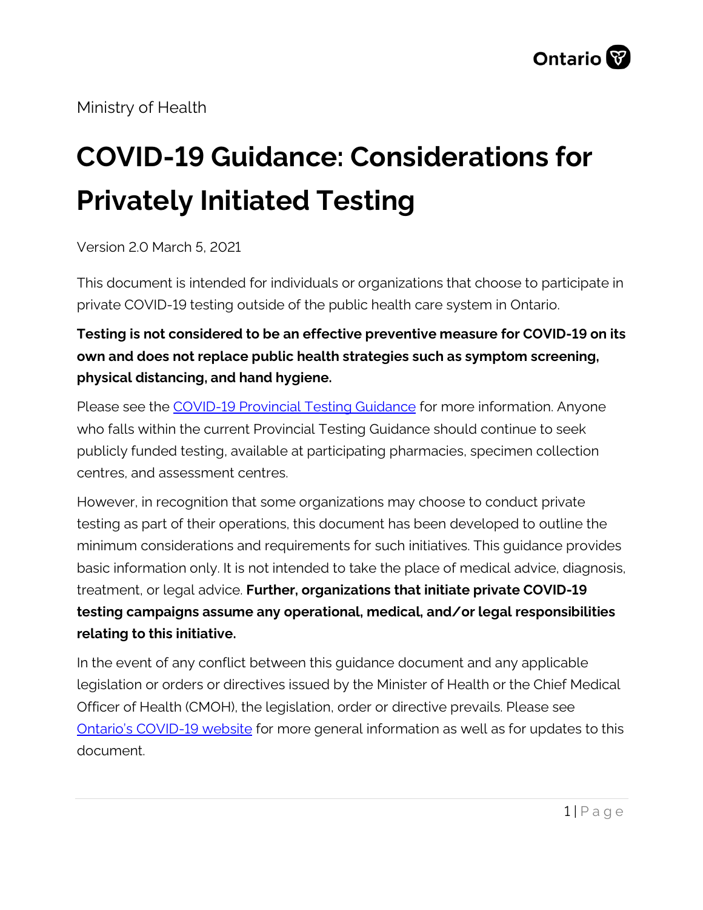Ministry of Health

# COVID-19 Guidance: Considerations for Privately Initiated Testing

Version 2.0 March 5, 2021

This document is intended for individuals or organizations that choose to participate in private COVID-19 testing outside of the public health care system in Ontario.

**Testing is not considered to be an effective preventive measure for COVID-19 on its own and does not replace public health strategies such as symptom screening, physical distancing, and hand hygiene.**

Please see the COVID-19 Provincial Testing Guidance for more information. Anyone who falls within the current Provincial Testing Guidance should continue to seek publicly funded testing, available at participating pharmacies, specimen collection centres, and assessment centres.

However, in recognition that some organizations may choose to conduct private testing as part of their operations, this document has been developed to outline the minimum considerations and requirements for such initiatives. This guidance provides basic information only. It is not intended to take the place of medical advice, diagnosis, treatment, or legal advice. **Further, organizations that initiate private COVID-19 testing campaigns assume any operational, medical, and/or legal responsibilities relating to this initiative.**

In the event of any conflict between this guidance document and any applicable legislation or orders or directives issued by the Minister of Health or the Chief Medical Officer of Health (CMOH), the legislation, order or directive prevails. Please see Ontario's COVID-19 website for more general information as well as for updates to this document.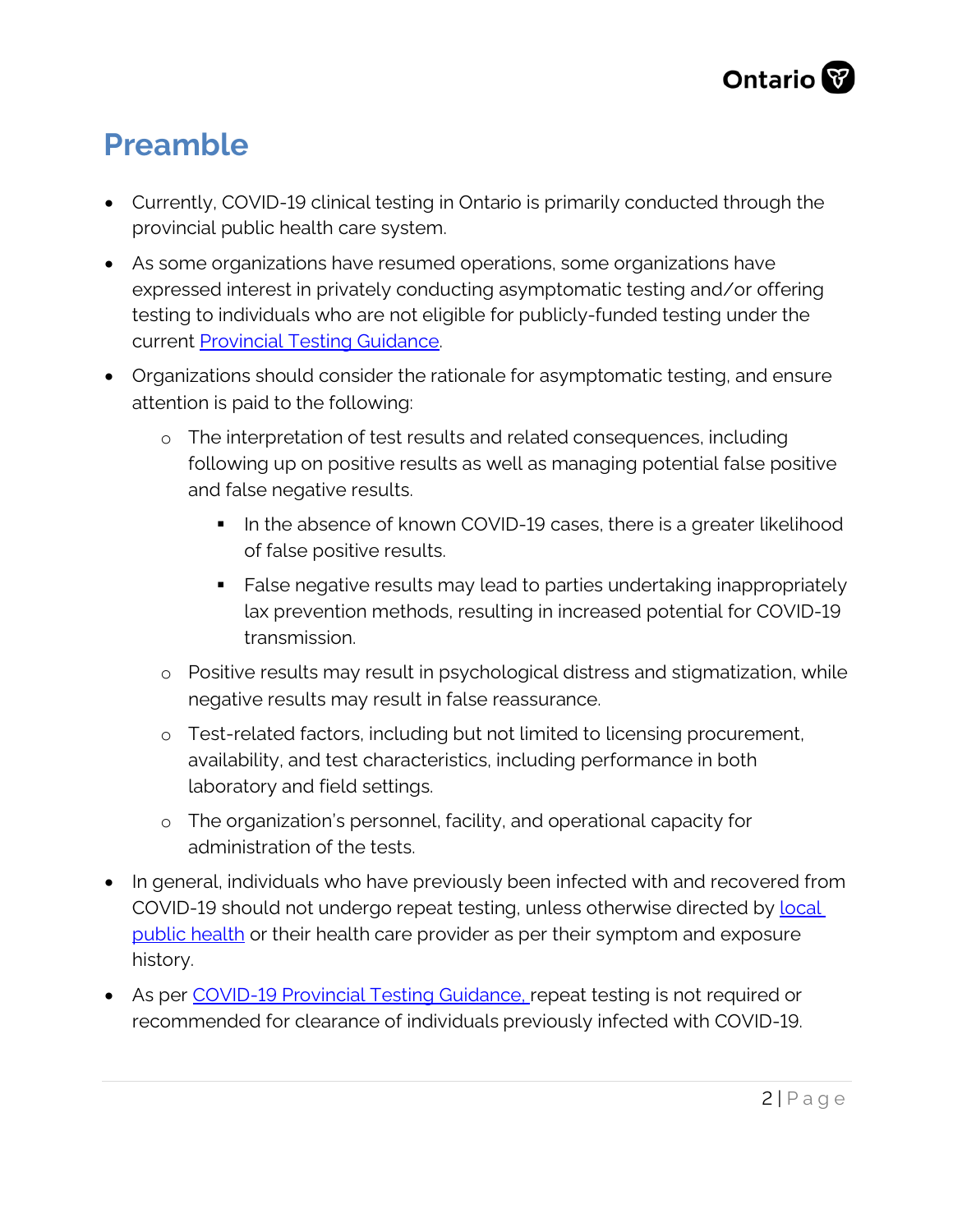# Preamble

- Currently, COVID-19 clinical testing in Ontario is primarily conducted through the provincial public health care system.
- As some organizations have resumed operations, some organizations have expressed interest in privately conducting asymptomatic testing and/or offering testing to individuals who are not eligible for publicly-funded testing under the current Provincial Testing Guidance.
- Organizations should consider the rationale for asymptomatic testing, and ensure attention is paid to the following:
    - The interpretation of test results and related consequences, including following up on positive results as well as managing potential false positive and false negative results.
        - In the absence of known COVID-19 cases, there is a greater likelihood of false positive results.
        - False negative results may lead to parties undertaking inappropriately lax prevention methods, resulting in increased potential for COVID-19 transmission.
    - Positive results may result in psychological distress and stigmatization, while negative results may result in false reassurance.
    - Test-related factors, including but not limited to licensing procurement, availability, and test characteristics, including performance in both laboratory and field settings.
    - The organization's personnel, facility, and operational capacity for administration of the tests.
- In general, individuals who have previously been infected with and recovered from COVID-19 should not undergo repeat testing, unless otherwise directed by local public health or their health care provider as per their symptom and exposure history.
- As per COVID-19 Provincial Testing Guidance, repeat testing is not required or recommended for clearance of individuals previously infected with COVID-19.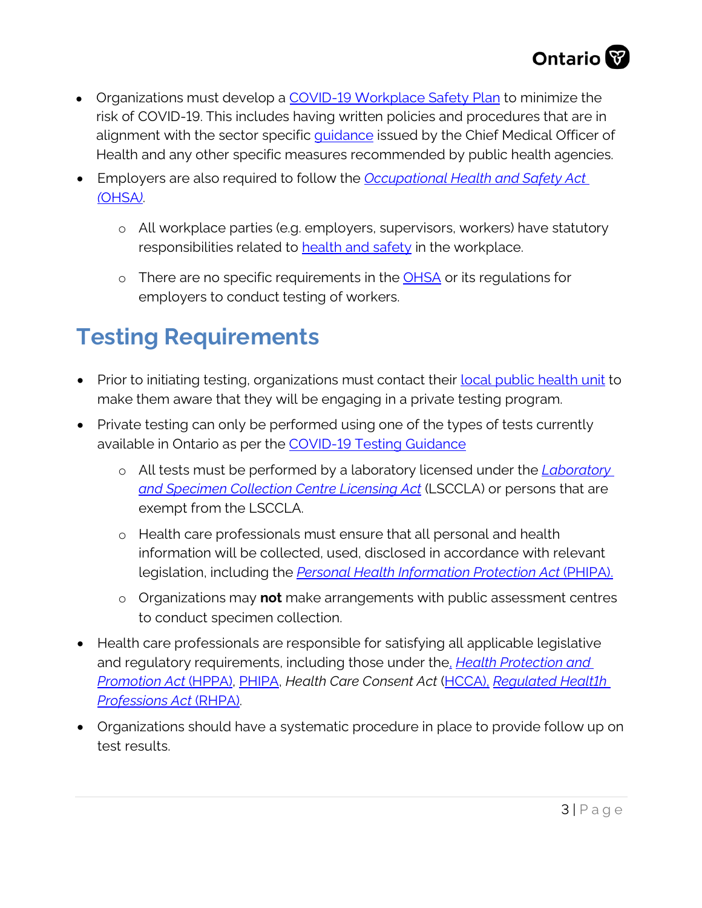- Organizations must develop a COVID-19 Workplace Safety Plan to minimize the risk of COVID-19. This includes having written policies and procedures that are in alignment with the sector specific guidance issued by the Chief Medical Officer of Health and any other specific measures recommended by public health agencies.
- Employers are also required to follow the *Occupational Health and Safety Act (OHSA)*.
  - All workplace parties (e.g. employers, supervisors, workers) have statutory responsibilities related to health and safety in the workplace.
  - There are no specific requirements in the OHSA or its regulations for employers to conduct testing of workers.

## Testing Requirements

- Prior to initiating testing, organizations must contact their local public health unit to make them aware that they will be engaging in a private testing program.
- Private testing can only be performed using one of the types of tests currently available in Ontario as per the COVID-19 Testing Guidance
  - All tests must be performed by a laboratory licensed under the *Laboratory and Specimen Collection Centre Licensing Act* (LSCCLA) or persons that are exempt from the LSCCLA.
  - Health care professionals must ensure that all personal and health information will be collected, used, disclosed in accordance with relevant legislation, including the *Personal Health Information Protection Act* (PHIPA).
  - Organizations may **not** make arrangements with public assessment centres to conduct specimen collection.
- Health care professionals are responsible for satisfying all applicable legislative and regulatory requirements, including those under the, *Health Protection and Promotion Act* (HPPA), PHIPA, *Health Care Consent Act* (HCCA), *Regulated Healt1h Professions Act* (RHPA).
- Organizations should have a systematic procedure in place to provide follow up on test results.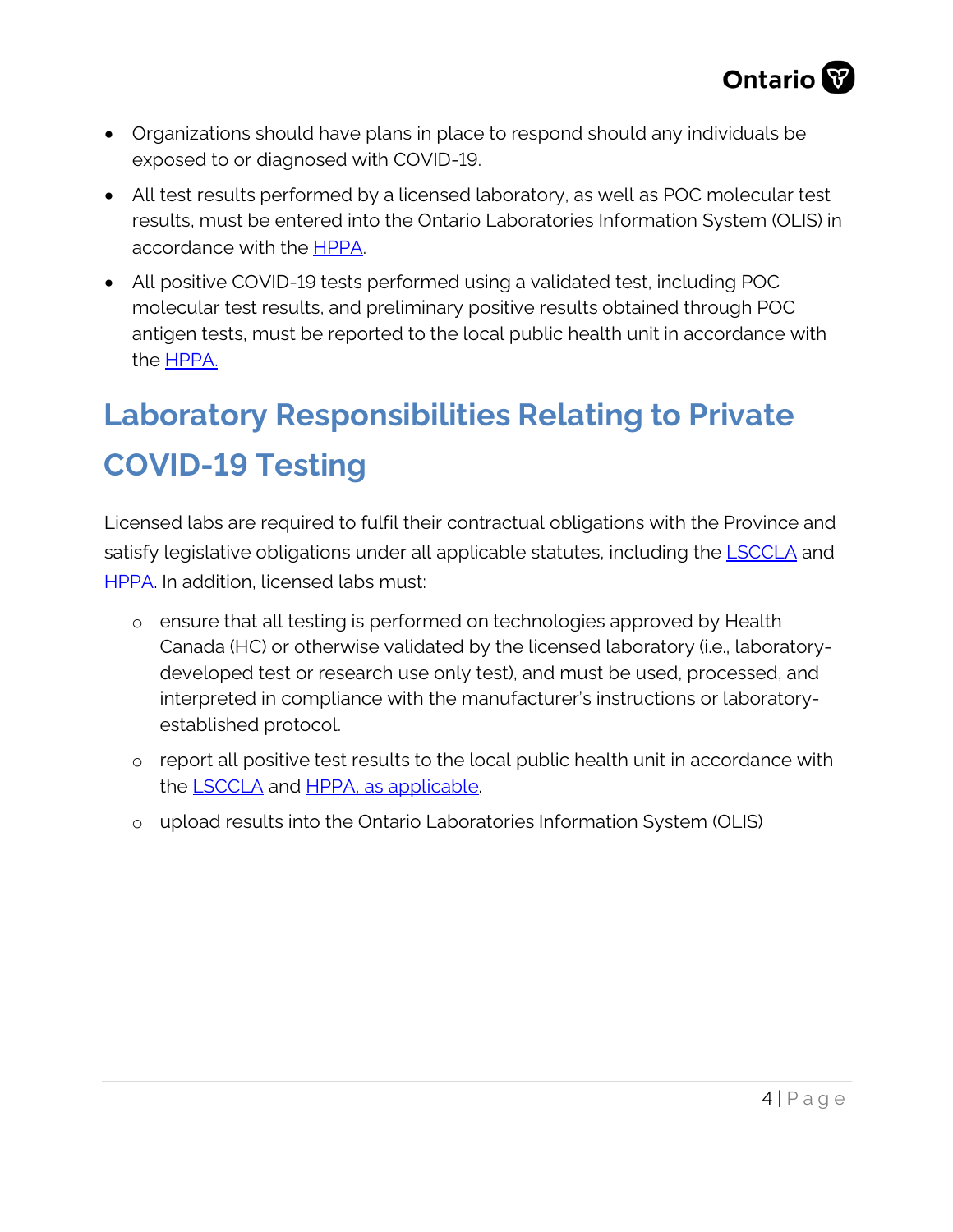- Organizations should have plans in place to respond should any individuals be exposed to or diagnosed with COVID-19.
- All test results performed by a licensed laboratory, as well as POC molecular test results, must be entered into the Ontario Laboratories Information System (OLIS) in accordance with the HPPA.
- All positive COVID-19 tests performed using a validated test, including POC molecular test results, and preliminary positive results obtained through POC antigen tests, must be reported to the local public health unit in accordance with the HPPA.

## Laboratory Responsibilities Relating to Private COVID-19 Testing

Licensed labs are required to fulfil their contractual obligations with the Province and satisfy legislative obligations under all applicable statutes, including the LSCCLA and HPPA. In addition, licensed labs must:

- ensure that all testing is performed on technologies approved by Health Canada (HC) or otherwise validated by the licensed laboratory (i.e., laboratory-developed test or research use only test), and must be used, processed, and interpreted in compliance with the manufacturer's instructions or laboratory-established protocol.
- report all positive test results to the local public health unit in accordance with the LSCCLA and HPPA, as applicable.
- upload results into the Ontario Laboratories Information System (OLIS)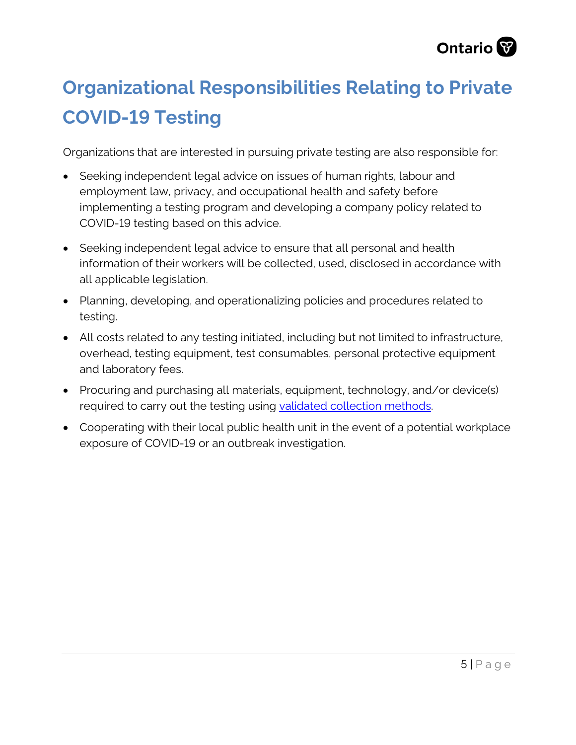# Organizational Responsibilities Relating to Private COVID-19 Testing

Organizations that are interested in pursuing private testing are also responsible for:

- Seeking independent legal advice on issues of human rights, labour and employment law, privacy, and occupational health and safety before implementing a testing program and developing a company policy related to COVID-19 testing based on this advice.
- Seeking independent legal advice to ensure that all personal and health information of their workers will be collected, used, disclosed in accordance with all applicable legislation.
- Planning, developing, and operationalizing policies and procedures related to testing.
- All costs related to any testing initiated, including but not limited to infrastructure, overhead, testing equipment, test consumables, personal protective equipment and laboratory fees.
- Procuring and purchasing all materials, equipment, technology, and/or device(s) required to carry out the testing using validated collection methods.
- Cooperating with their local public health unit in the event of a potential workplace exposure of COVID-19 or an outbreak investigation.